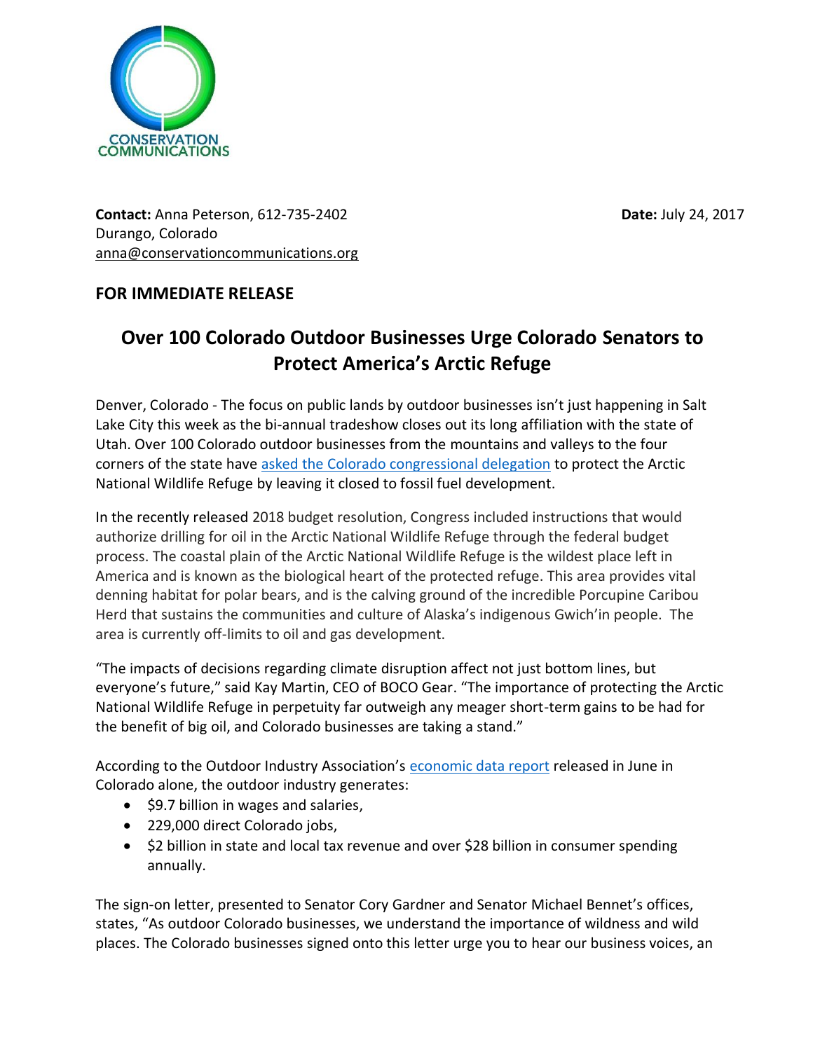CONSERVATION COMMUNICATIONS

**Contact:** Anna Peterson, 612-735-2402
Durango, Colorado
anna@conservationcommunications.org

**Date:** July 24, 2017

**FOR IMMEDIATE RELEASE**

## Over 100 Colorado Outdoor Businesses Urge Colorado Senators to Protect America's Arctic Refuge

Denver, Colorado - The focus on public lands by outdoor businesses isn't just happening in Salt Lake City this week as the bi-annual tradeshow closes out its long affiliation with the state of Utah. Over 100 Colorado outdoor businesses from the mountains and valleys to the four corners of the state have asked the Colorado congressional delegation to protect the Arctic National Wildlife Refuge by leaving it closed to fossil fuel development.

In the recently released 2018 budget resolution, Congress included instructions that would authorize drilling for oil in the Arctic National Wildlife Refuge through the federal budget process. The coastal plain of the Arctic National Wildlife Refuge is the wildest place left in America and is known as the biological heart of the protected refuge. This area provides vital denning habitat for polar bears, and is the calving ground of the incredible Porcupine Caribou Herd that sustains the communities and culture of Alaska's indigenous Gwich'in people. The area is currently off-limits to oil and gas development.

"The impacts of decisions regarding climate disruption affect not just bottom lines, but everyone's future," said Kay Martin, CEO of BOCO Gear. "The importance of protecting the Arctic National Wildlife Refuge in perpetuity far outweigh any meager short-term gains to be had for the benefit of big oil, and Colorado businesses are taking a stand."

According to the Outdoor Industry Association's economic data report released in June in Colorado alone, the outdoor industry generates:

- $9.7 billion in wages and salaries,
- 229,000 direct Colorado jobs,
- $2 billion in state and local tax revenue and over $28 billion in consumer spending annually.

The sign-on letter, presented to Senator Cory Gardner and Senator Michael Bennet's offices, states, "As outdoor Colorado businesses, we understand the importance of wildness and wild places. The Colorado businesses signed onto this letter urge you to hear our business voices, an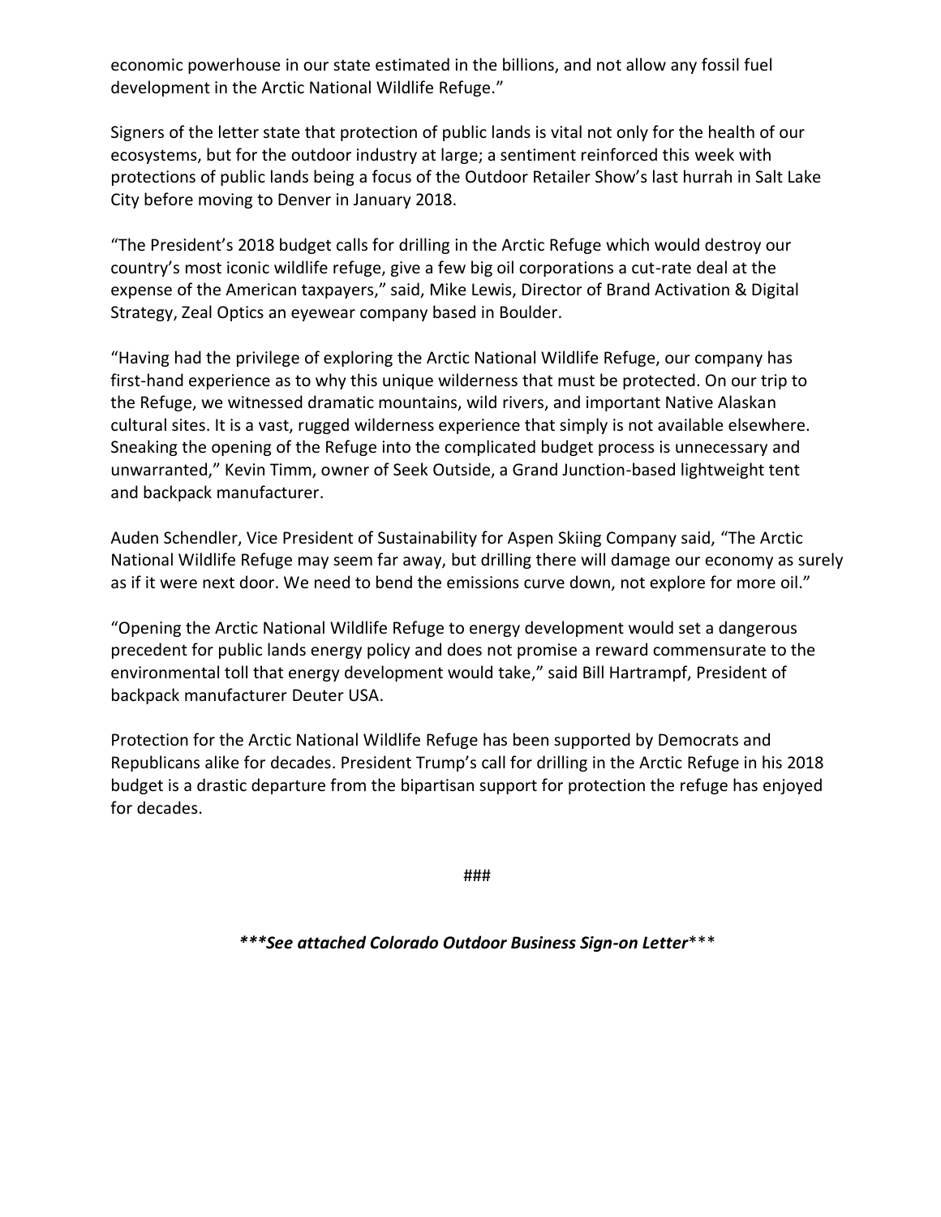economic powerhouse in our state estimated in the billions, and not allow any fossil fuel development in the Arctic National Wildlife Refuge."

Signers of the letter state that protection of public lands is vital not only for the health of our ecosystems, but for the outdoor industry at large; a sentiment reinforced this week with protections of public lands being a focus of the Outdoor Retailer Show's last hurrah in Salt Lake City before moving to Denver in January 2018.

"The President's 2018 budget calls for drilling in the Arctic Refuge which would destroy our country's most iconic wildlife refuge, give a few big oil corporations a cut-rate deal at the expense of the American taxpayers," said, Mike Lewis, Director of Brand Activation & Digital Strategy, Zeal Optics an eyewear company based in Boulder.

"Having had the privilege of exploring the Arctic National Wildlife Refuge, our company has first-hand experience as to why this unique wilderness that must be protected. On our trip to the Refuge, we witnessed dramatic mountains, wild rivers, and important Native Alaskan cultural sites. It is a vast, rugged wilderness experience that simply is not available elsewhere. Sneaking the opening of the Refuge into the complicated budget process is unnecessary and unwarranted," Kevin Timm, owner of Seek Outside, a Grand Junction-based lightweight tent and backpack manufacturer.

Auden Schendler, Vice President of Sustainability for Aspen Skiing Company said, "The Arctic National Wildlife Refuge may seem far away, but drilling there will damage our economy as surely as if it were next door. We need to bend the emissions curve down, not explore for more oil."

"Opening the Arctic National Wildlife Refuge to energy development would set a dangerous precedent for public lands energy policy and does not promise a reward commensurate to the environmental toll that energy development would take," said Bill Hartrampf, President of backpack manufacturer Deuter USA.

Protection for the Arctic National Wildlife Refuge has been supported by Democrats and Republicans alike for decades. President Trump's call for drilling in the Arctic Refuge in his 2018 budget is a drastic departure from the bipartisan support for protection the refuge has enjoyed for decades.

###

***\*\*\*See attached Colorado Outdoor Business Sign-on Letter\*\*\****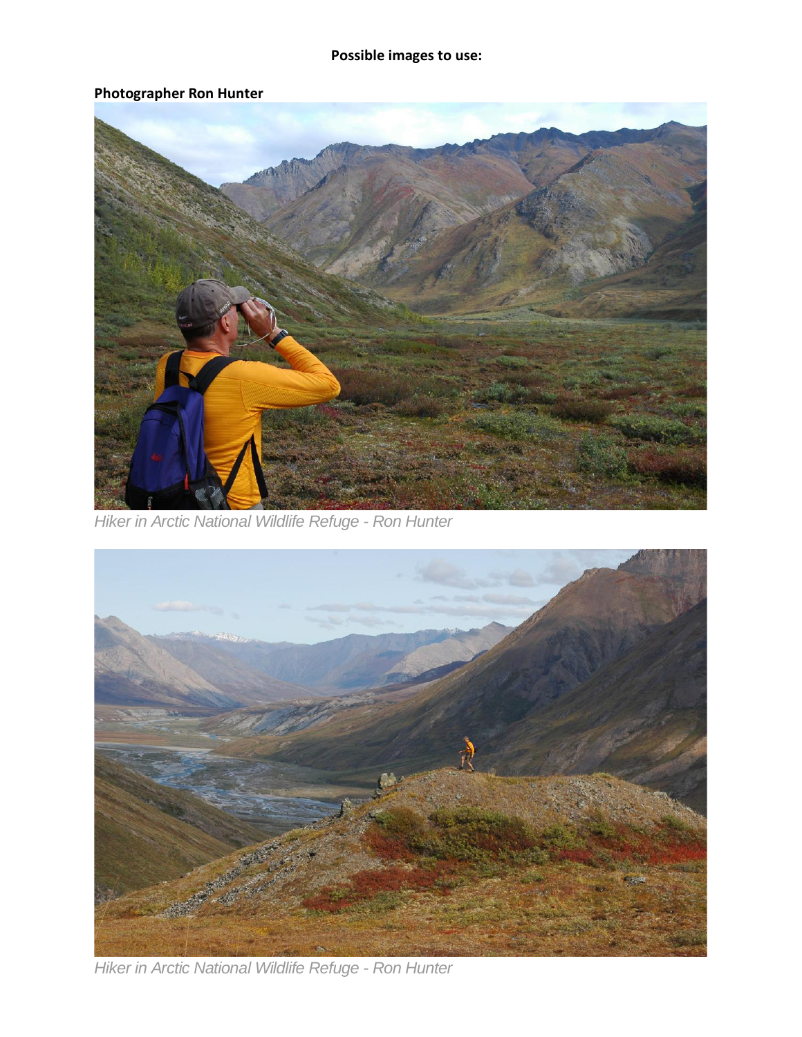**Possible images to use:**

**Photographer Ron Hunter**

*Hiker in Arctic National Wildlife Refuge - Ron Hunter*

*Hiker in Arctic National Wildlife Refuge - Ron Hunter*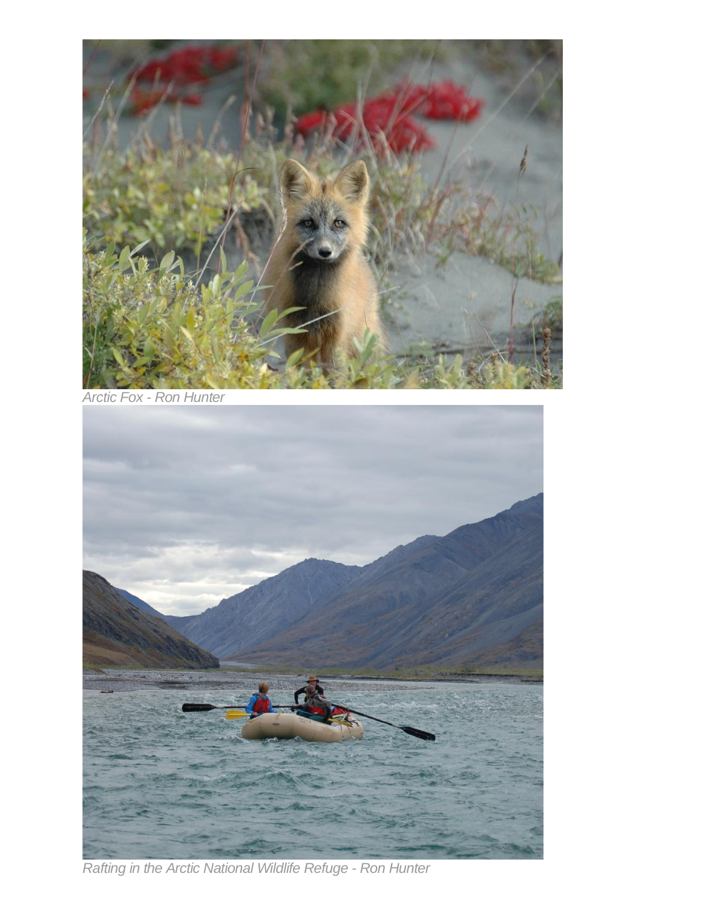*Arctic Fox - Ron Hunter*

*Rafting in the Arctic National Wildlife Refuge - Ron Hunter*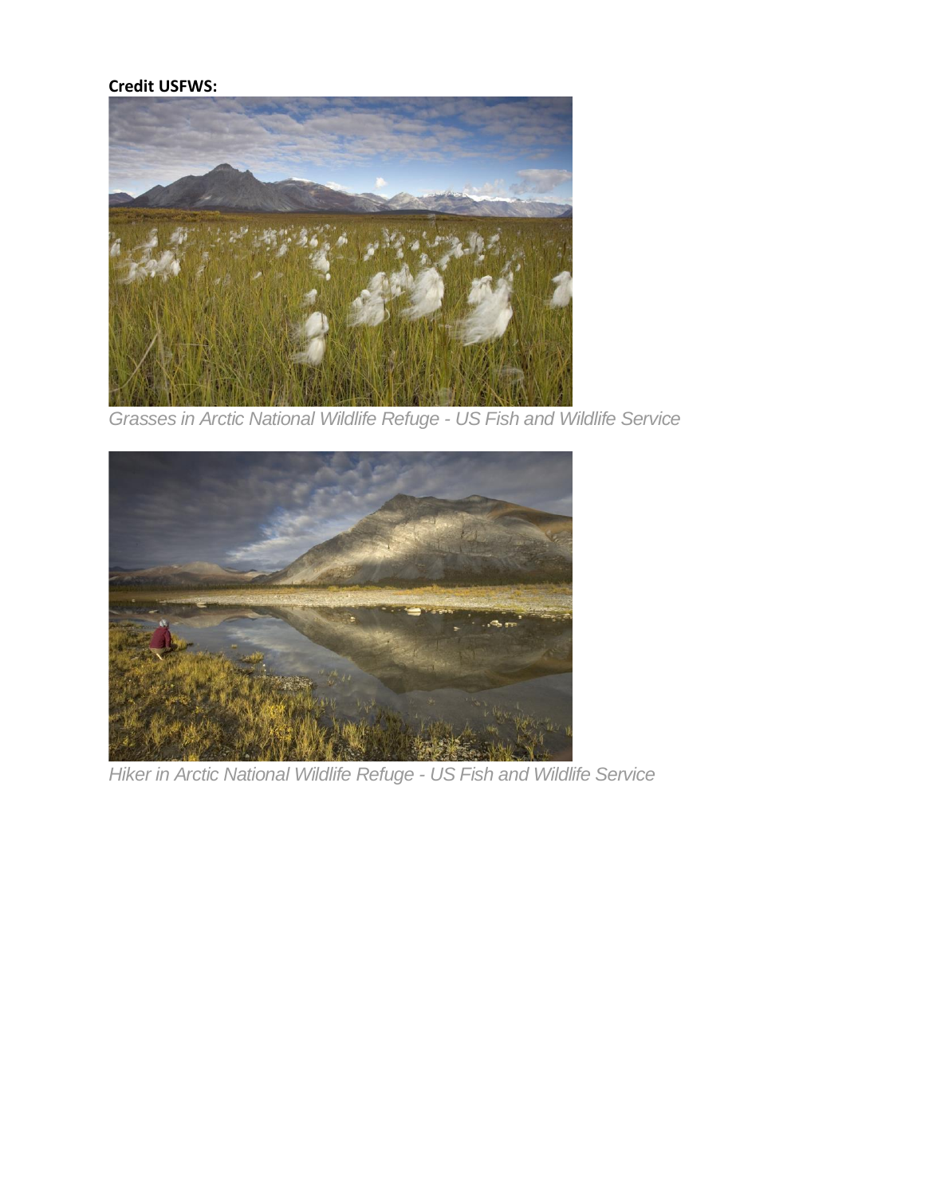**Credit USFWS:**

*Grasses in Arctic National Wildlife Refuge - US Fish and Wildlife Service*

*Hiker in Arctic National Wildlife Refuge - US Fish and Wildlife Service*